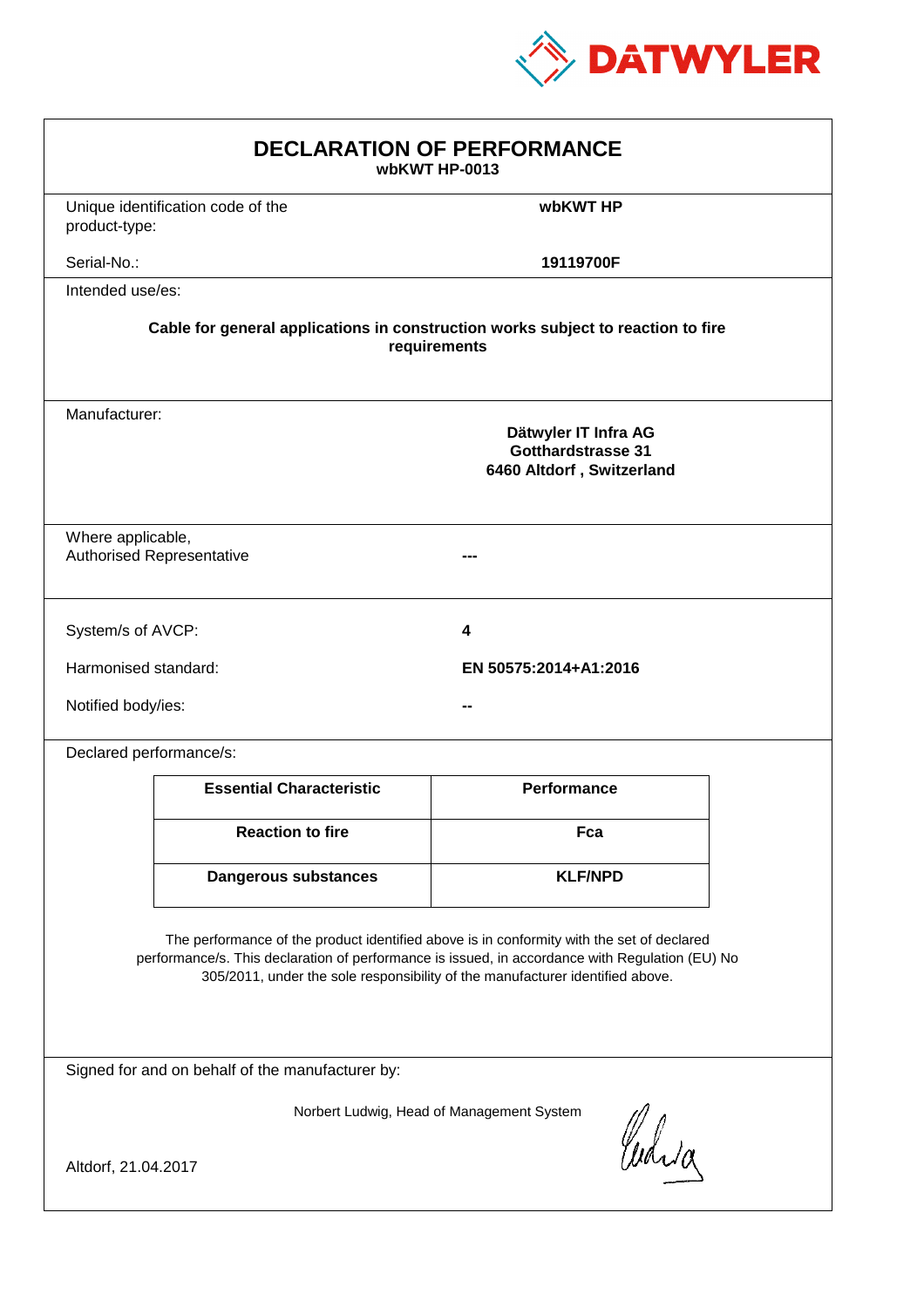DATWYLER

# DECLARATION OF PERFORMANCE

**wbKWT HP-0013**

| | |
|---|---|
| Unique identification code of the product-type: | **wbKWT HP** |
| Serial-No.: | **19119700F** |

Intended use/es:

**Cable for general applications in construction works subject to reaction to fire requirements**

Manufacturer:

**Dätwyler IT Infra AG**
**Gotthardstrasse 31**
**6460 Altdorf , Switzerland**

| | |
|---|---|
| Where applicable, Authorised Representative | **---** |

| | |
|---|---|
| System/s of AVCP: | **4** |
| Harmonised standard: | **EN 50575:2014+A1:2016** |
| Notified body/ies: | **--** |

Declared performance/s:

| Essential Characteristic | Performance |
|---|---|
| **Reaction to fire** | **Fca** |
| **Dangerous substances** | **KLF/NPD** |

The performance of the product identified above is in conformity with the set of declared performance/s. This declaration of performance is issued, in accordance with Regulation (EU) No 305/2011, under the sole responsibility of the manufacturer identified above.

Signed for and on behalf of the manufacturer by:

Norbert Ludwig, Head of Management System

Altdorf, 21.04.2017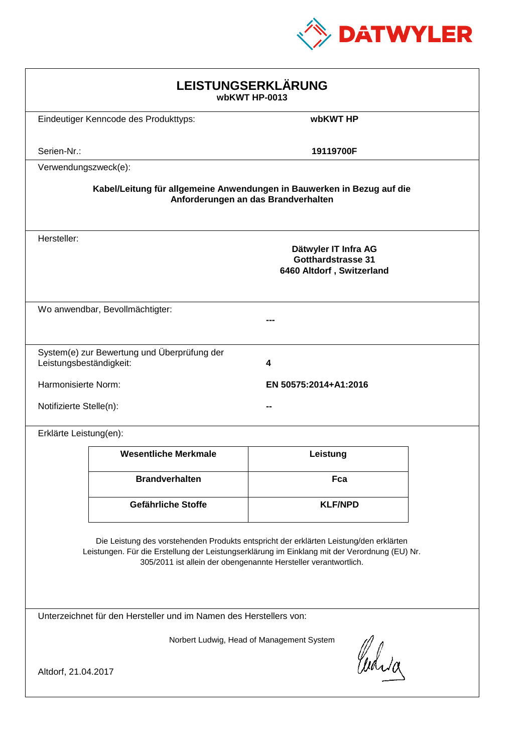DATWYLER

# LEISTUNGSERKLÄRUNG

**wbKWT HP-0013**

Eindeutiger Kenncode des Produkttyps: **wbKWT HP**

Serien-Nr.: **19119700F**

Verwendungszweck(e):

**Kabel/Leitung für allgemeine Anwendungen in Bauwerken in Bezug auf die Anforderungen an das Brandverhalten**

Hersteller:

**Dätwyler IT Infra AG**
**Gotthardstrasse 31**
**6460 Altdorf , Switzerland**

Wo anwendbar, Bevollmächtigter: **---**

System(e) zur Bewertung und Überprüfung der Leistungsbeständigkeit: **4**

Harmonisierte Norm: **EN 50575:2014+A1:2016**

Notifizierte Stelle(n): **--**

Erklärte Leistung(en):

| Wesentliche Merkmale | Leistung |
|---|---|
| **Brandverhalten** | **Fca** |
| **Gefährliche Stoffe** | **KLF/NPD** |

Die Leistung des vorstehenden Produkts entspricht der erklärten Leistung/den erklärten Leistungen. Für die Erstellung der Leistungserklärung im Einklang mit der Verordnung (EU) Nr. 305/2011 ist allein der obengenannte Hersteller verantwortlich.

Unterzeichnet für den Hersteller und im Namen des Herstellers von:

Norbert Ludwig, Head of Management System

Altdorf, 21.04.2017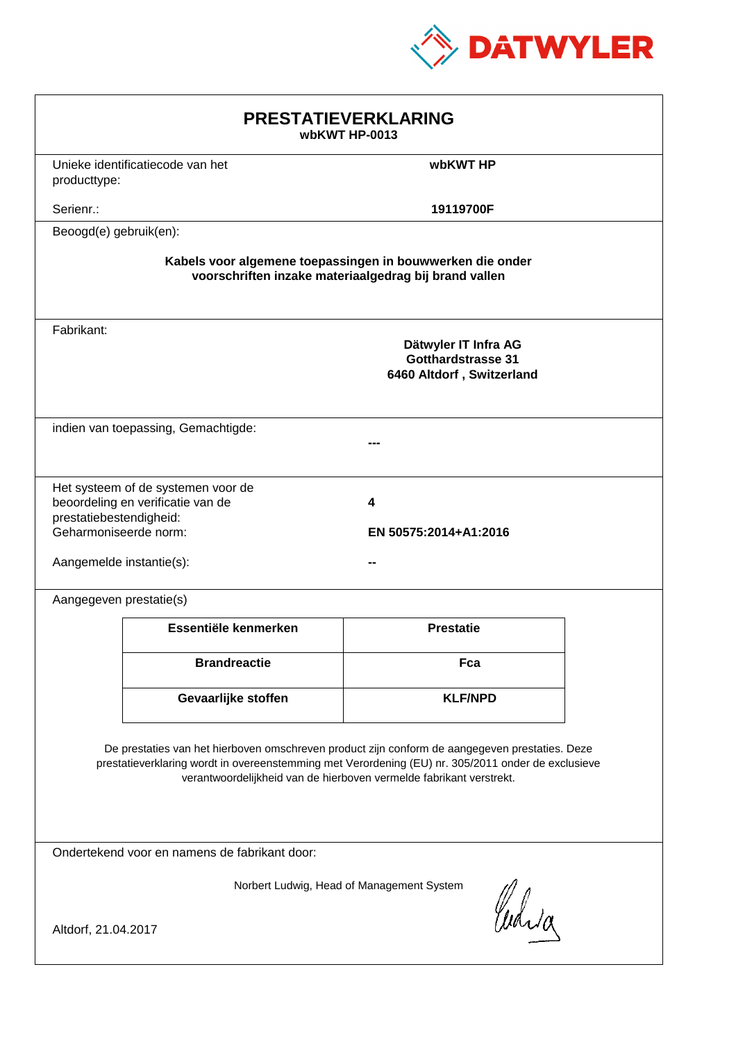DATWYLER

# PRESTATIEVERKLARING

**wbKWT HP-0013**

Unieke identificatiecode van het producttype: **wbKWT HP**

Serienr.: **19119700F**

Beoogd(e) gebruik(en):

**Kabels voor algemene toepassingen in bouwwerken die onder voorschriften inzake materiaalgedrag bij brand vallen**

Fabrikant:

**Dätwyler IT Infra AG**
**Gotthardstrasse 31**
**6460 Altdorf , Switzerland**

indien van toepassing, Gemachtigde: **---**

Het systeem of de systemen voor de beoordeling en verificatie van de prestatiebestendigheid: **4**

Geharmoniseerde norm: **EN 50575:2014+A1:2016**

Aangemelde instantie(s): **--**

Aangegeven prestatie(s)

| Essentiële kenmerken | Prestatie |
| --- | --- |
| **Brandreactie** | **Fca** |
| **Gevaarlijke stoffen** | **KLF/NPD** |

De prestaties van het hierboven omschreven product zijn conform de aangegeven prestaties. Deze prestatieverklaring wordt in overeenstemming met Verordening (EU) nr. 305/2011 onder de exclusieve verantwoordelijkheid van de hierboven vermelde fabrikant verstrekt.

Ondertekend voor en namens de fabrikant door:

Norbert Ludwig, Head of Management System

Altdorf, 21.04.2017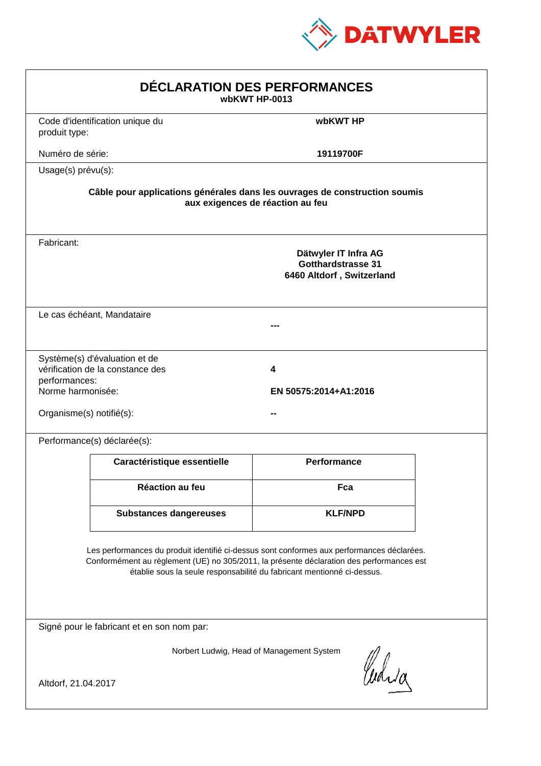DATWYLER

# DÉCLARATION DES PERFORMANCES

**wbKWT HP-0013**

| | |
|---|---|
| Code d'identification unique du produit type: | **wbKWT HP** |
| Numéro de série: | **19119700F** |

Usage(s) prévu(s):

**Câble pour applications générales dans les ouvrages de construction soumis aux exigences de réaction au feu**

Fabricant:

**Dätwyler IT Infra AG**
**Gotthardstrasse 31**
**6460 Altdorf , Switzerland**

Le cas échéant, Mandataire

**---**

| | |
|---|---|
| Système(s) d'évaluation et de vérification de la constance des performances: | **4** |
| Norme harmonisée: | **EN 50575:2014+A1:2016** |
| Organisme(s) notifié(s): | **--** |

Performance(s) déclarée(s):

| Caractéristique essentielle | Performance |
|---|---|
| **Réaction au feu** | **Fca** |
| **Substances dangereuses** | **KLF/NPD** |

Les performances du produit identifié ci-dessus sont conformes aux performances déclarées. Conformément au règlement (UE) no 305/2011, la présente déclaration des performances est établie sous la seule responsabilité du fabricant mentionné ci-dessus.

Signé pour le fabricant et en son nom par:

Norbert Ludwig, Head of Management System

Altdorf, 21.04.2017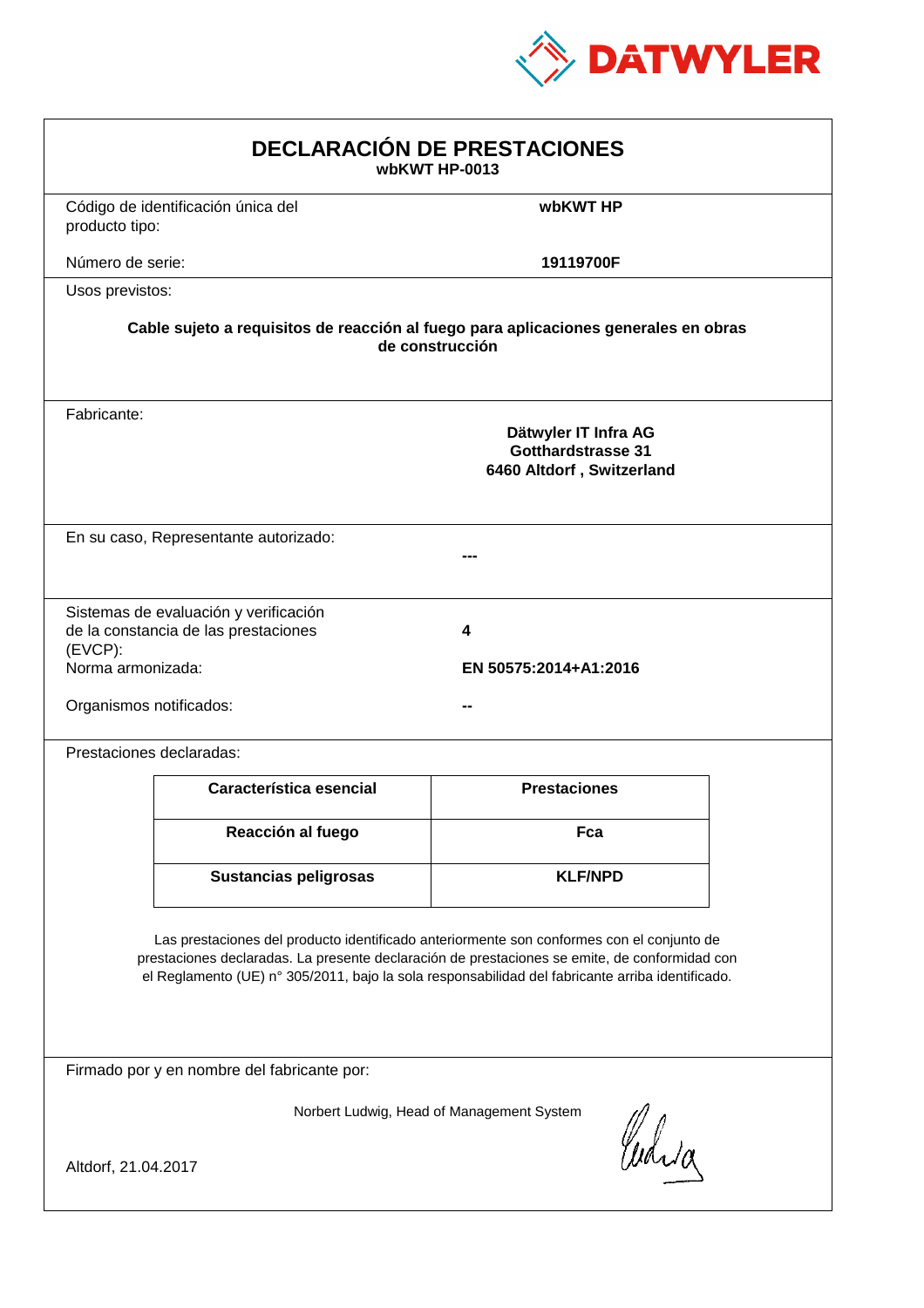DATWYLER

# DECLARACIÓN DE PRESTACIONES

**wbKWT HP-0013**

Código de identificación única del producto tipo: **wbKWT HP**

Número de serie: **19119700F**

Usos previstos:

**Cable sujeto a requisitos de reacción al fuego para aplicaciones generales en obras de construcción**

Fabricante:

**Dätwyler IT Infra AG**
**Gotthardstrasse 31**
**6460 Altdorf , Switzerland**

En su caso, Representante autorizado: **---**

Sistemas de evaluación y verificación de la constancia de las prestaciones (EVCP): **4**

Norma armonizada: **EN 50575:2014+A1:2016**

Organismos notificados: **--**

Prestaciones declaradas:

| Característica esencial | Prestaciones |
|---|---|
| **Reacción al fuego** | **Fca** |
| **Sustancias peligrosas** | **KLF/NPD** |

Las prestaciones del producto identificado anteriormente son conformes con el conjunto de prestaciones declaradas. La presente declaración de prestaciones se emite, de conformidad con el Reglamento (UE) n° 305/2011, bajo la sola responsabilidad del fabricante arriba identificado.

Firmado por y en nombre del fabricante por:

Norbert Ludwig, Head of Management System

Altdorf, 21.04.2017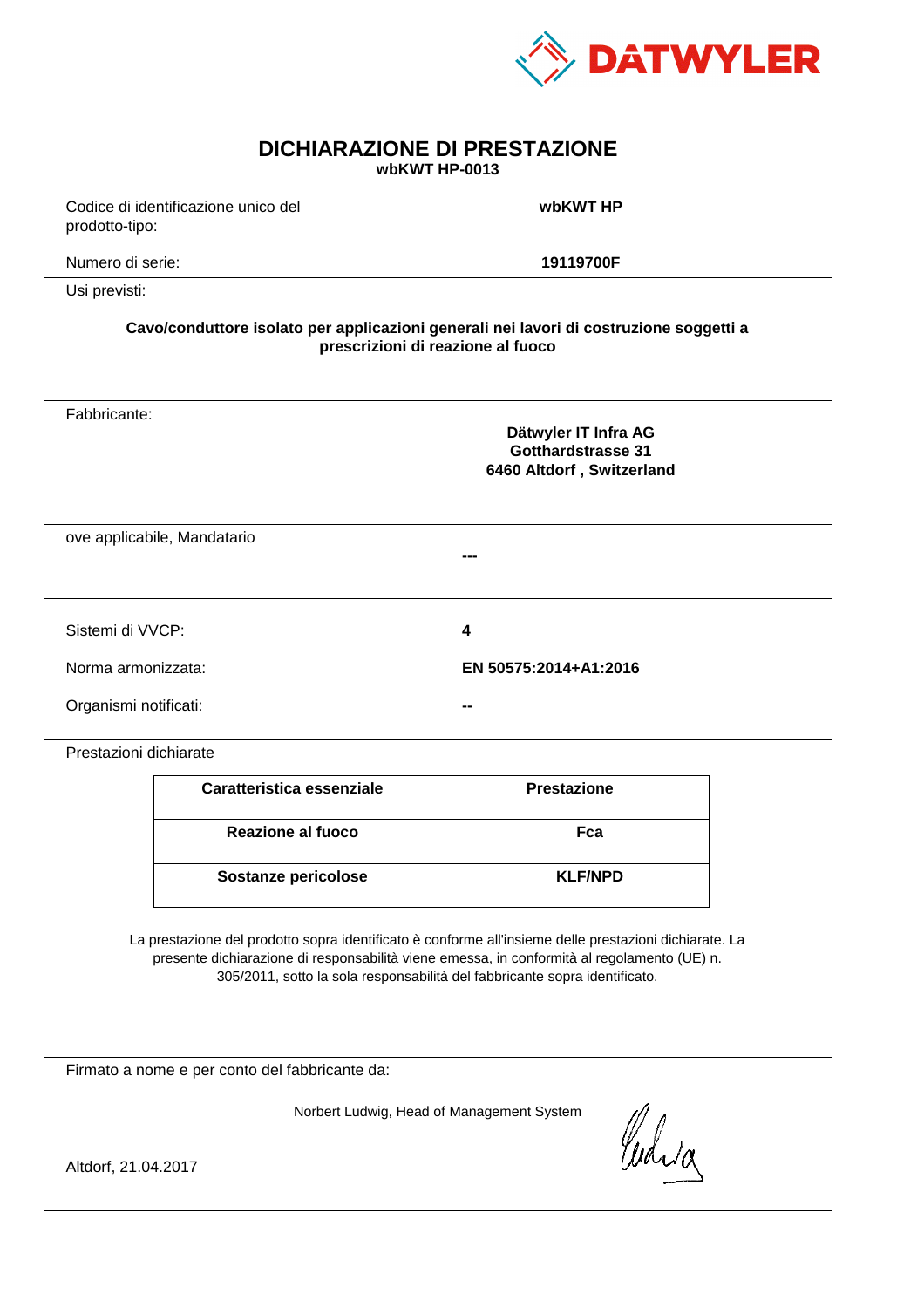DATWYLER

# DICHIARAZIONE DI PRESTAZIONE

**wbKWT HP-0013**

Codice di identificazione unico del prodotto-tipo: **wbKWT HP**

Numero di serie: **19119700F**

Usi previsti:

**Cavo/conduttore isolato per applicazioni generali nei lavori di costruzione soggetti a prescrizioni di reazione al fuoco**

Fabbricante:

**Dätwyler IT Infra AG**
**Gotthardstrasse 31**
**6460 Altdorf , Switzerland**

ove applicabile, Mandatario

**---**

Sistemi di VVCP: **4**

Norma armonizzata: **EN 50575:2014+A1:2016**

Organismi notificati: **--**

Prestazioni dichiarate

| Caratteristica essenziale | Prestazione |
|---|---|
| **Reazione al fuoco** | **Fca** |
| **Sostanze pericolose** | **KLF/NPD** |

La prestazione del prodotto sopra identificato è conforme all'insieme delle prestazioni dichiarate. La presente dichiarazione di responsabilità viene emessa, in conformità al regolamento (UE) n. 305/2011, sotto la sola responsabilità del fabbricante sopra identificato.

Firmato a nome e per conto del fabbricante da:

Norbert Ludwig, Head of Management System

Altdorf, 21.04.2017